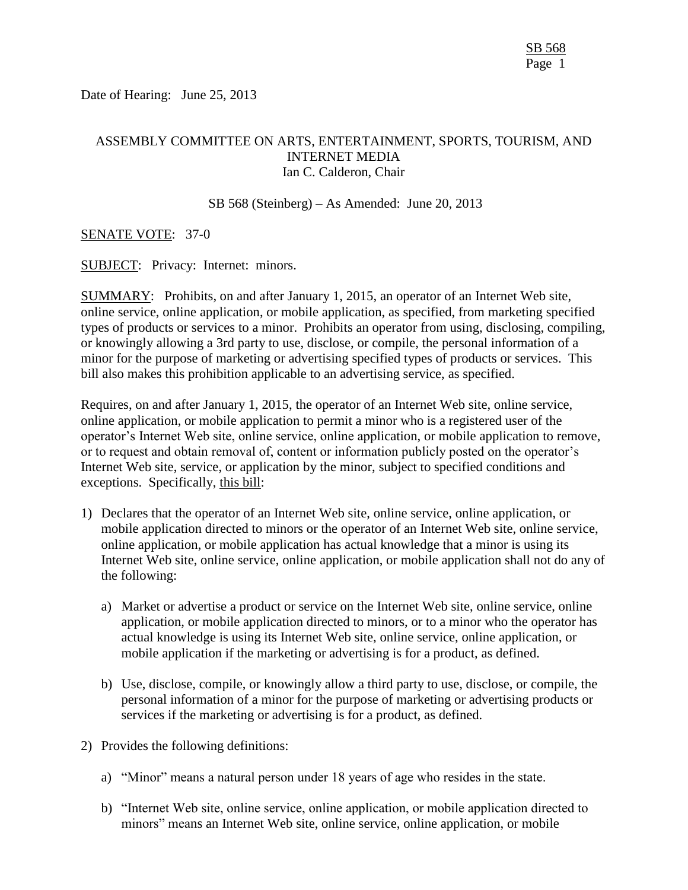Date of Hearing: June 25, 2013

ASSEMBLY COMMITTEE ON ARTS, ENTERTAINMENT, SPORTS, TOURISM, AND INTERNET MEDIA
Ian C. Calderon, Chair

SB 568 (Steinberg) – As Amended: June 20, 2013

SENATE VOTE: 37-0

SUBJECT: Privacy: Internet: minors.

SUMMARY: Prohibits, on and after January 1, 2015, an operator of an Internet Web site, online service, online application, or mobile application, as specified, from marketing specified types of products or services to a minor. Prohibits an operator from using, disclosing, compiling, or knowingly allowing a 3rd party to use, disclose, or compile, the personal information of a minor for the purpose of marketing or advertising specified types of products or services. This bill also makes this prohibition applicable to an advertising service, as specified.

Requires, on and after January 1, 2015, the operator of an Internet Web site, online service, online application, or mobile application to permit a minor who is a registered user of the operator's Internet Web site, online service, online application, or mobile application to remove, or to request and obtain removal of, content or information publicly posted on the operator's Internet Web site, service, or application by the minor, subject to specified conditions and exceptions. Specifically, this bill:

1) Declares that the operator of an Internet Web site, online service, online application, or mobile application directed to minors or the operator of an Internet Web site, online service, online application, or mobile application has actual knowledge that a minor is using its Internet Web site, online service, online application, or mobile application shall not do any of the following:

   a) Market or advertise a product or service on the Internet Web site, online service, online application, or mobile application directed to minors, or to a minor who the operator has actual knowledge is using its Internet Web site, online service, online application, or mobile application if the marketing or advertising is for a product, as defined.

   b) Use, disclose, compile, or knowingly allow a third party to use, disclose, or compile, the personal information of a minor for the purpose of marketing or advertising products or services if the marketing or advertising is for a product, as defined.

2) Provides the following definitions:

   a) "Minor" means a natural person under 18 years of age who resides in the state.

   b) "Internet Web site, online service, online application, or mobile application directed to minors" means an Internet Web site, online service, online application, or mobile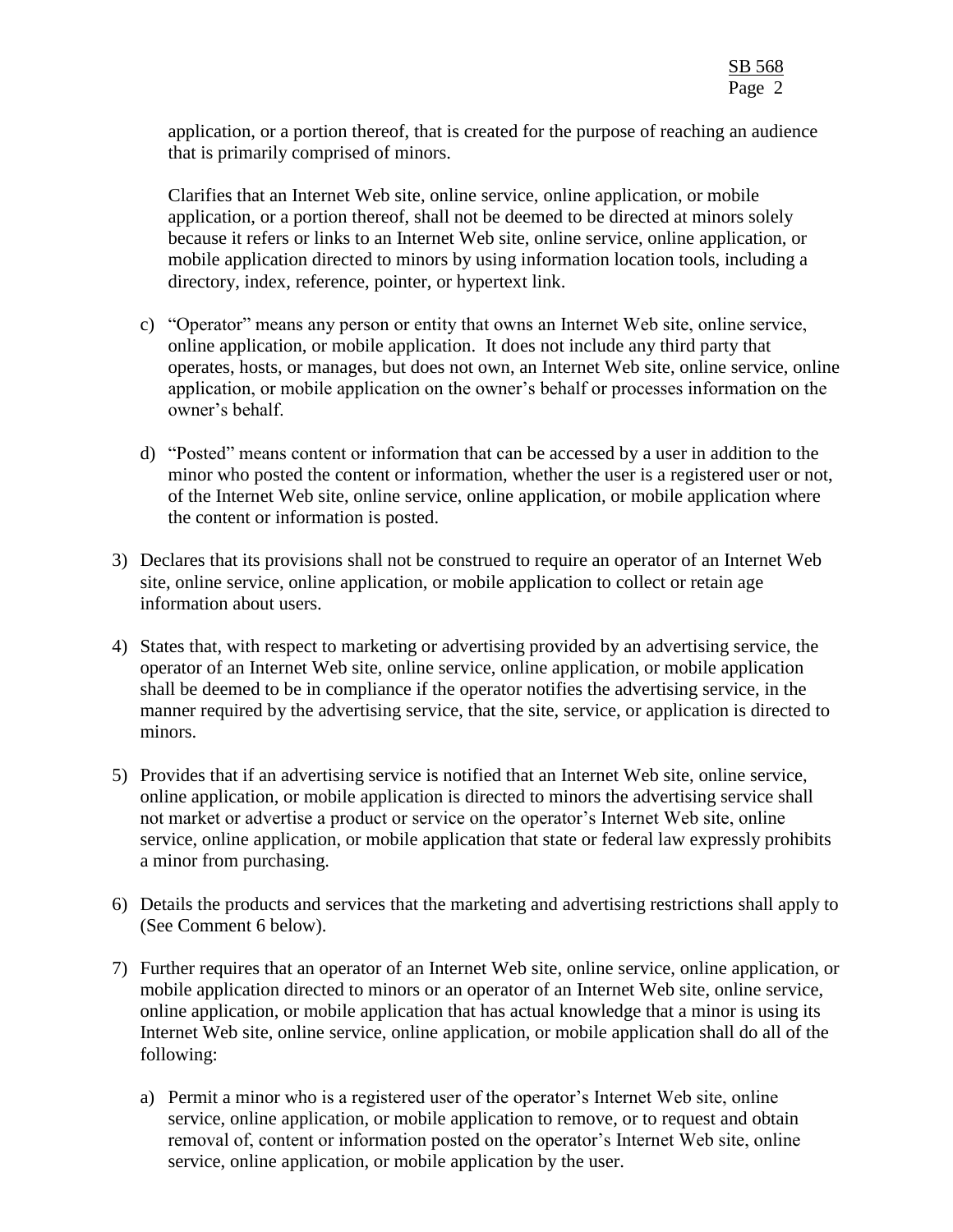application, or a portion thereof, that is created for the purpose of reaching an audience that is primarily comprised of minors.

Clarifies that an Internet Web site, online service, online application, or mobile application, or a portion thereof, shall not be deemed to be directed at minors solely because it refers or links to an Internet Web site, online service, online application, or mobile application directed to minors by using information location tools, including a directory, index, reference, pointer, or hypertext link.

c) "Operator" means any person or entity that owns an Internet Web site, online service, online application, or mobile application. It does not include any third party that operates, hosts, or manages, but does not own, an Internet Web site, online service, online application, or mobile application on the owner's behalf or processes information on the owner's behalf.

d) "Posted" means content or information that can be accessed by a user in addition to the minor who posted the content or information, whether the user is a registered user or not, of the Internet Web site, online service, online application, or mobile application where the content or information is posted.

3) Declares that its provisions shall not be construed to require an operator of an Internet Web site, online service, online application, or mobile application to collect or retain age information about users.

4) States that, with respect to marketing or advertising provided by an advertising service, the operator of an Internet Web site, online service, online application, or mobile application shall be deemed to be in compliance if the operator notifies the advertising service, in the manner required by the advertising service, that the site, service, or application is directed to minors.

5) Provides that if an advertising service is notified that an Internet Web site, online service, online application, or mobile application is directed to minors the advertising service shall not market or advertise a product or service on the operator's Internet Web site, online service, online application, or mobile application that state or federal law expressly prohibits a minor from purchasing.

6) Details the products and services that the marketing and advertising restrictions shall apply to (See Comment 6 below).

7) Further requires that an operator of an Internet Web site, online service, online application, or mobile application directed to minors or an operator of an Internet Web site, online service, online application, or mobile application that has actual knowledge that a minor is using its Internet Web site, online service, online application, or mobile application shall do all of the following:

   a) Permit a minor who is a registered user of the operator's Internet Web site, online service, online application, or mobile application to remove, or to request and obtain removal of, content or information posted on the operator's Internet Web site, online service, online application, or mobile application by the user.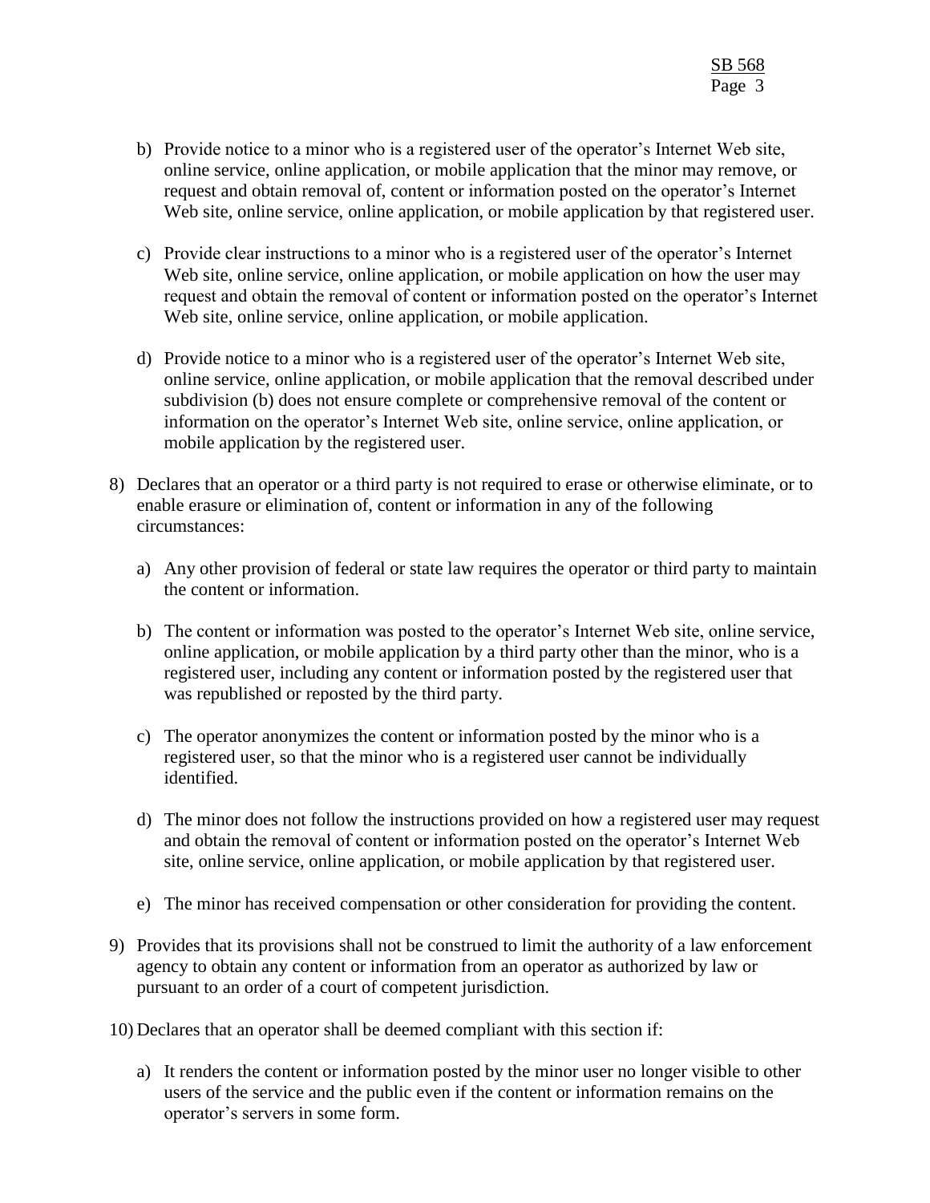b) Provide notice to a minor who is a registered user of the operator's Internet Web site, online service, online application, or mobile application that the minor may remove, or request and obtain removal of, content or information posted on the operator's Internet Web site, online service, online application, or mobile application by that registered user.

c) Provide clear instructions to a minor who is a registered user of the operator's Internet Web site, online service, online application, or mobile application on how the user may request and obtain the removal of content or information posted on the operator's Internet Web site, online service, online application, or mobile application.

d) Provide notice to a minor who is a registered user of the operator's Internet Web site, online service, online application, or mobile application that the removal described under subdivision (b) does not ensure complete or comprehensive removal of the content or information on the operator's Internet Web site, online service, online application, or mobile application by the registered user.

8) Declares that an operator or a third party is not required to erase or otherwise eliminate, or to enable erasure or elimination of, content or information in any of the following circumstances:

   a) Any other provision of federal or state law requires the operator or third party to maintain the content or information.

   b) The content or information was posted to the operator's Internet Web site, online service, online application, or mobile application by a third party other than the minor, who is a registered user, including any content or information posted by the registered user that was republished or reposted by the third party.

   c) The operator anonymizes the content or information posted by the minor who is a registered user, so that the minor who is a registered user cannot be individually identified.

   d) The minor does not follow the instructions provided on how a registered user may request and obtain the removal of content or information posted on the operator's Internet Web site, online service, online application, or mobile application by that registered user.

   e) The minor has received compensation or other consideration for providing the content.

9) Provides that its provisions shall not be construed to limit the authority of a law enforcement agency to obtain any content or information from an operator as authorized by law or pursuant to an order of a court of competent jurisdiction.

10) Declares that an operator shall be deemed compliant with this section if:

   a) It renders the content or information posted by the minor user no longer visible to other users of the service and the public even if the content or information remains on the operator's servers in some form.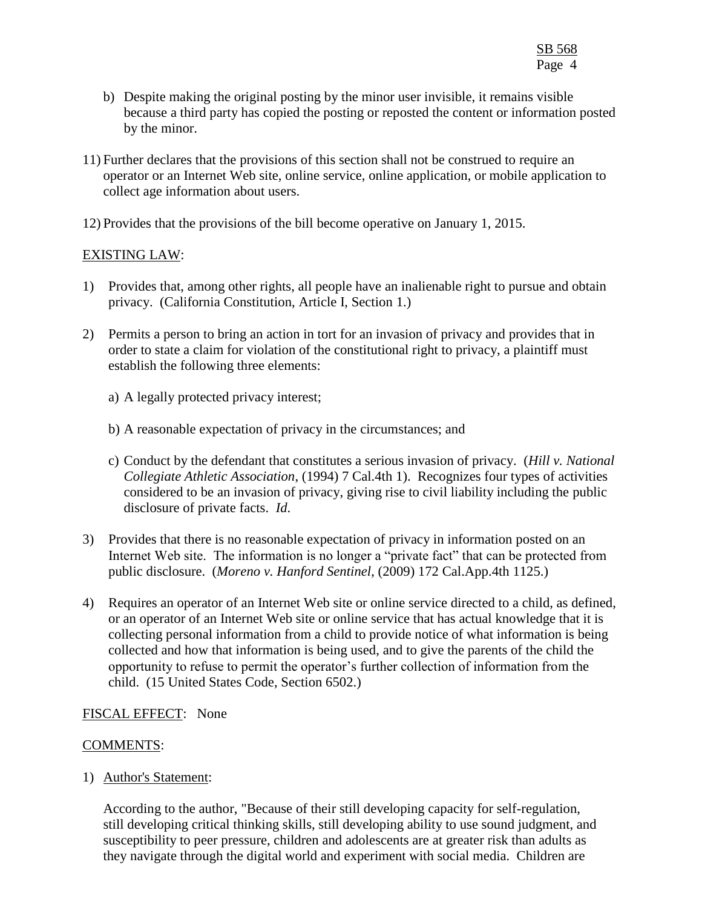b) Despite making the original posting by the minor user invisible, it remains visible because a third party has copied the posting or reposted the content or information posted by the minor.

11) Further declares that the provisions of this section shall not be construed to require an operator or an Internet Web site, online service, online application, or mobile application to collect age information about users.

12) Provides that the provisions of the bill become operative on January 1, 2015.

EXISTING LAW:

1) Provides that, among other rights, all people have an inalienable right to pursue and obtain privacy. (California Constitution, Article I, Section 1.)

2) Permits a person to bring an action in tort for an invasion of privacy and provides that in order to state a claim for violation of the constitutional right to privacy, a plaintiff must establish the following three elements:

   a) A legally protected privacy interest;

   b) A reasonable expectation of privacy in the circumstances; and

   c) Conduct by the defendant that constitutes a serious invasion of privacy. (*Hill v. National Collegiate Athletic Association*, (1994) 7 Cal.4th 1). Recognizes four types of activities considered to be an invasion of privacy, giving rise to civil liability including the public disclosure of private facts. *Id.*

3) Provides that there is no reasonable expectation of privacy in information posted on an Internet Web site. The information is no longer a "private fact" that can be protected from public disclosure. (*Moreno v. Hanford Sentinel*, (2009) 172 Cal.App.4th 1125.)

4) Requires an operator of an Internet Web site or online service directed to a child, as defined, or an operator of an Internet Web site or online service that has actual knowledge that it is collecting personal information from a child to provide notice of what information is being collected and how that information is being used, and to give the parents of the child the opportunity to refuse to permit the operator's further collection of information from the child. (15 United States Code, Section 6502.)

FISCAL EFFECT: None

COMMENTS:

1) Author's Statement:

   According to the author, "Because of their still developing capacity for self-regulation, still developing critical thinking skills, still developing ability to use sound judgment, and susceptibility to peer pressure, children and adolescents are at greater risk than adults as they navigate through the digital world and experiment with social media. Children are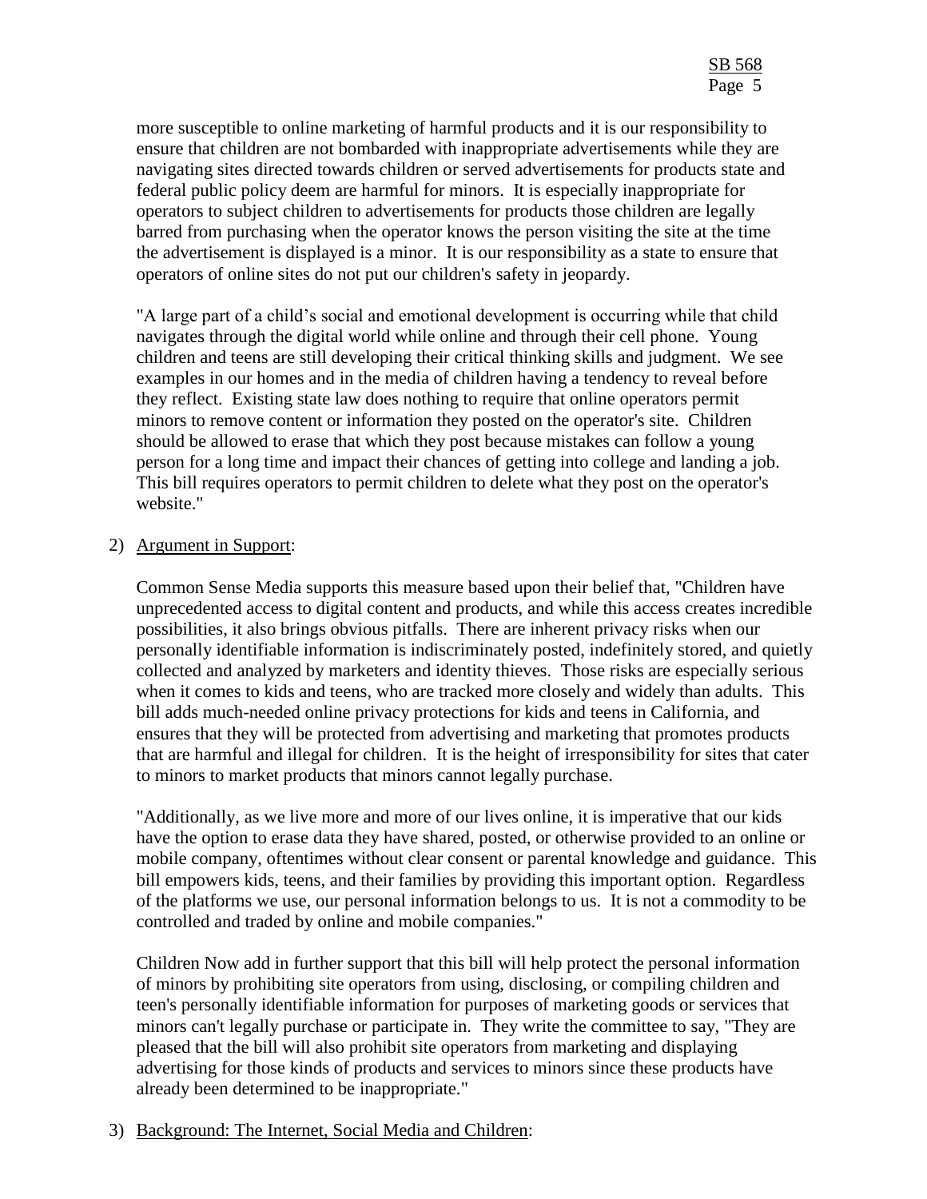more susceptible to online marketing of harmful products and it is our responsibility to ensure that children are not bombarded with inappropriate advertisements while they are navigating sites directed towards children or served advertisements for products state and federal public policy deem are harmful for minors. It is especially inappropriate for operators to subject children to advertisements for products those children are legally barred from purchasing when the operator knows the person visiting the site at the time the advertisement is displayed is a minor. It is our responsibility as a state to ensure that operators of online sites do not put our children's safety in jeopardy.

"A large part of a child's social and emotional development is occurring while that child navigates through the digital world while online and through their cell phone. Young children and teens are still developing their critical thinking skills and judgment. We see examples in our homes and in the media of children having a tendency to reveal before they reflect. Existing state law does nothing to require that online operators permit minors to remove content or information they posted on the operator's site. Children should be allowed to erase that which they post because mistakes can follow a young person for a long time and impact their chances of getting into college and landing a job. This bill requires operators to permit children to delete what they post on the operator's website."

2) Argument in Support:

Common Sense Media supports this measure based upon their belief that, "Children have unprecedented access to digital content and products, and while this access creates incredible possibilities, it also brings obvious pitfalls. There are inherent privacy risks when our personally identifiable information is indiscriminately posted, indefinitely stored, and quietly collected and analyzed by marketers and identity thieves. Those risks are especially serious when it comes to kids and teens, who are tracked more closely and widely than adults. This bill adds much-needed online privacy protections for kids and teens in California, and ensures that they will be protected from advertising and marketing that promotes products that are harmful and illegal for children. It is the height of irresponsibility for sites that cater to minors to market products that minors cannot legally purchase.

"Additionally, as we live more and more of our lives online, it is imperative that our kids have the option to erase data they have shared, posted, or otherwise provided to an online or mobile company, oftentimes without clear consent or parental knowledge and guidance. This bill empowers kids, teens, and their families by providing this important option. Regardless of the platforms we use, our personal information belongs to us. It is not a commodity to be controlled and traded by online and mobile companies."

Children Now add in further support that this bill will help protect the personal information of minors by prohibiting site operators from using, disclosing, or compiling children and teen's personally identifiable information for purposes of marketing goods or services that minors can't legally purchase or participate in. They write the committee to say, "They are pleased that the bill will also prohibit site operators from marketing and displaying advertising for those kinds of products and services to minors since these products have already been determined to be inappropriate."

3) Background: The Internet, Social Media and Children: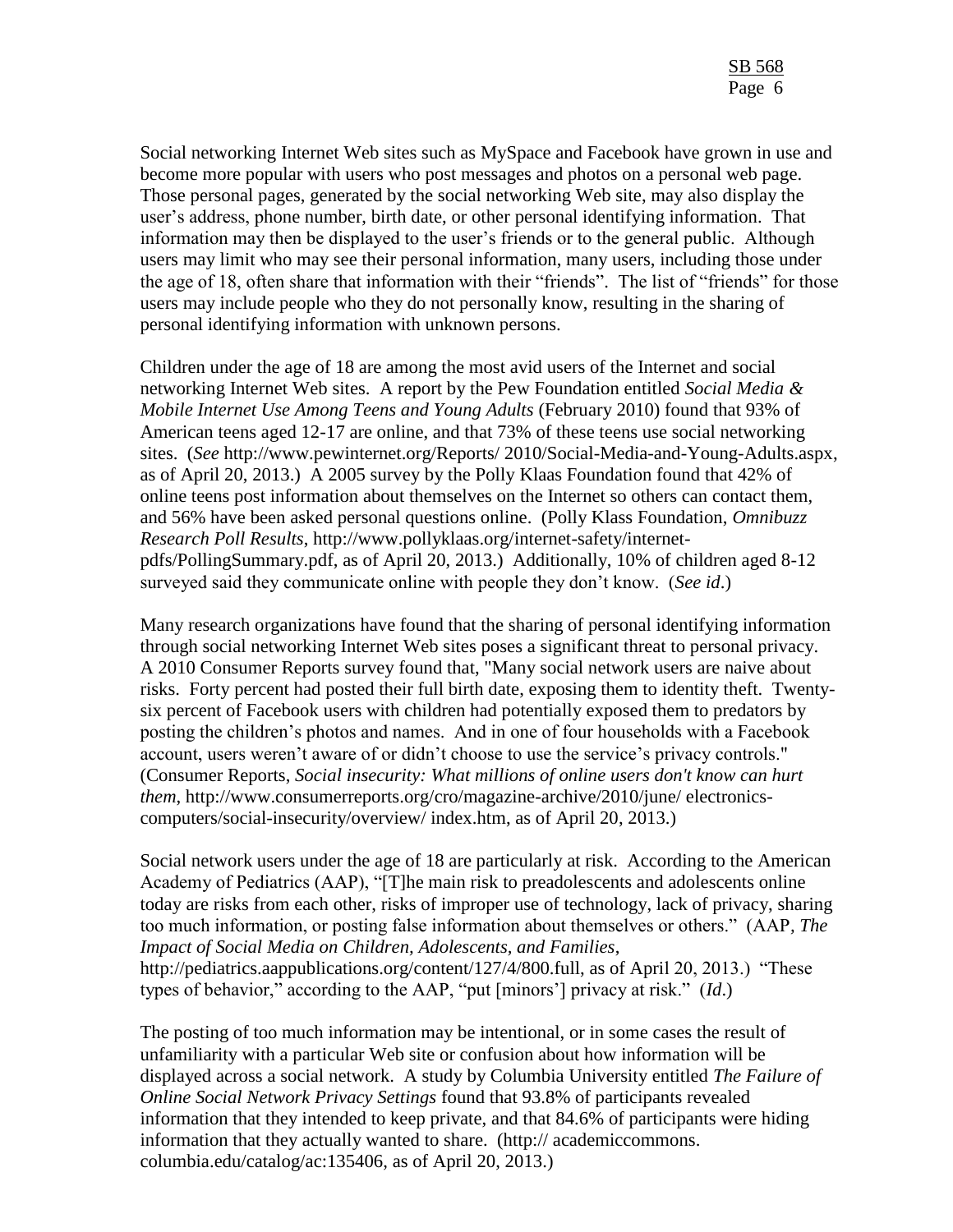Social networking Internet Web sites such as MySpace and Facebook have grown in use and become more popular with users who post messages and photos on a personal web page. Those personal pages, generated by the social networking Web site, may also display the user's address, phone number, birth date, or other personal identifying information. That information may then be displayed to the user's friends or to the general public. Although users may limit who may see their personal information, many users, including those under the age of 18, often share that information with their "friends". The list of "friends" for those users may include people who they do not personally know, resulting in the sharing of personal identifying information with unknown persons.

Children under the age of 18 are among the most avid users of the Internet and social networking Internet Web sites. A report by the Pew Foundation entitled *Social Media & Mobile Internet Use Among Teens and Young Adults* (February 2010) found that 93% of American teens aged 12-17 are online, and that 73% of these teens use social networking sites. (*See* http://www.pewinternet.org/Reports/ 2010/Social-Media-and-Young-Adults.aspx, as of April 20, 2013.) A 2005 survey by the Polly Klaas Foundation found that 42% of online teens post information about themselves on the Internet so others can contact them, and 56% have been asked personal questions online. (Polly Klass Foundation, *Omnibuzz Research Poll Results*, http://www.pollyklaas.org/internet-safety/internet-pdfs/PollingSummary.pdf, as of April 20, 2013.) Additionally, 10% of children aged 8-12 surveyed said they communicate online with people they don't know. (*See id*.)

Many research organizations have found that the sharing of personal identifying information through social networking Internet Web sites poses a significant threat to personal privacy. A 2010 Consumer Reports survey found that, "Many social network users are naive about risks. Forty percent had posted their full birth date, exposing them to identity theft. Twenty-six percent of Facebook users with children had potentially exposed them to predators by posting the children's photos and names. And in one of four households with a Facebook account, users weren't aware of or didn't choose to use the service's privacy controls." (Consumer Reports, *Social insecurity: What millions of online users don't know can hurt them*, http://www.consumerreports.org/cro/magazine-archive/2010/june/ electronics-computers/social-insecurity/overview/ index.htm, as of April 20, 2013.)

Social network users under the age of 18 are particularly at risk. According to the American Academy of Pediatrics (AAP), "[T]he main risk to preadolescents and adolescents online today are risks from each other, risks of improper use of technology, lack of privacy, sharing too much information, or posting false information about themselves or others." (AAP, *The Impact of Social Media on Children, Adolescents, and Families*, http://pediatrics.aappublications.org/content/127/4/800.full, as of April 20, 2013.) "These types of behavior," according to the AAP, "put [minors'] privacy at risk." (*Id*.)

The posting of too much information may be intentional, or in some cases the result of unfamiliarity with a particular Web site or confusion about how information will be displayed across a social network. A study by Columbia University entitled *The Failure of Online Social Network Privacy Settings* found that 93.8% of participants revealed information that they intended to keep private, and that 84.6% of participants were hiding information that they actually wanted to share. (http:// academiccommons. columbia.edu/catalog/ac:135406, as of April 20, 2013.)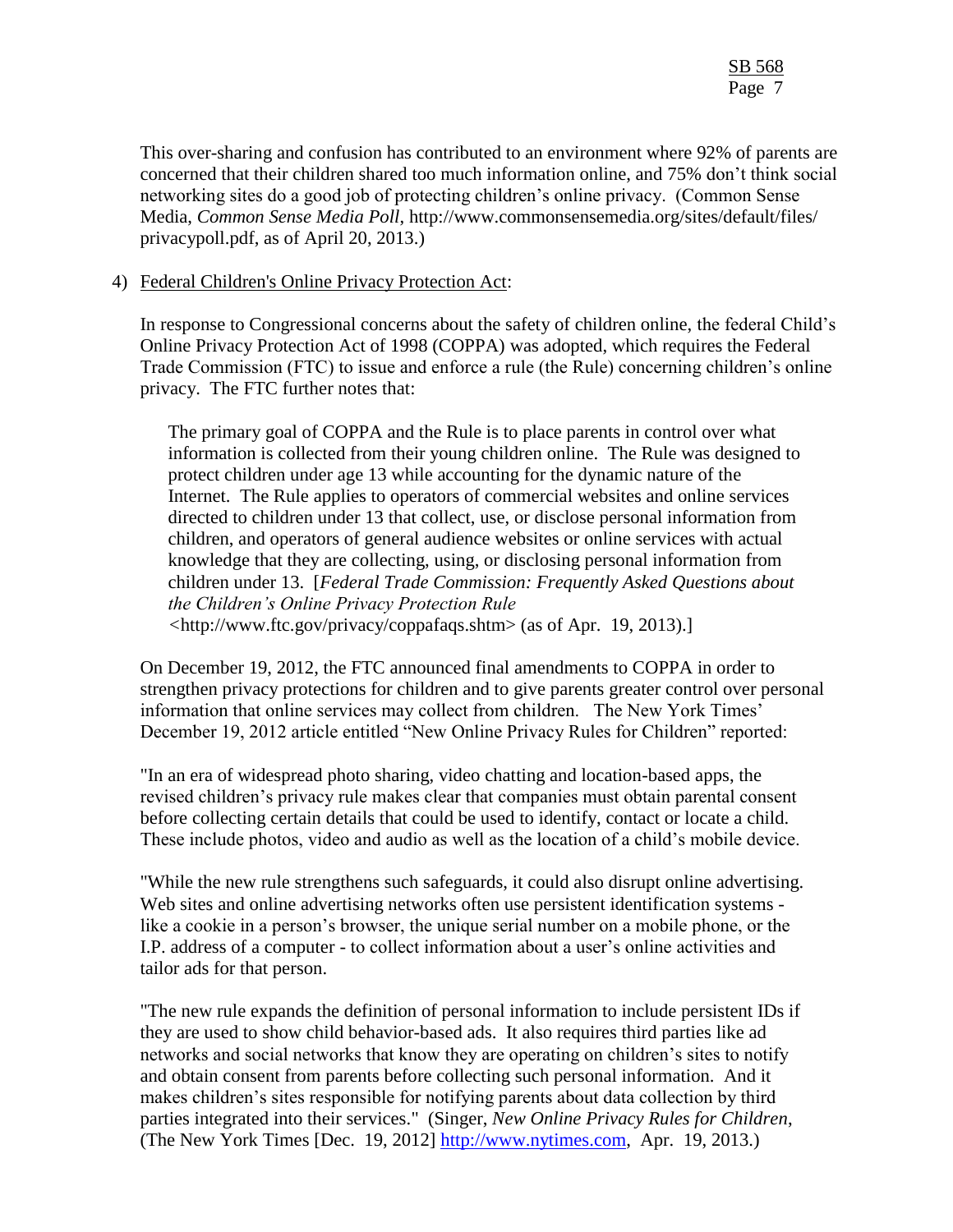This over-sharing and confusion has contributed to an environment where 92% of parents are concerned that their children shared too much information online, and 75% don't think social networking sites do a good job of protecting children's online privacy. (Common Sense Media, *Common Sense Media Poll*, http://www.commonsensemedia.org/sites/default/files/privacypoll.pdf, as of April 20, 2013.)

4) Federal Children's Online Privacy Protection Act:

In response to Congressional concerns about the safety of children online, the federal Child's Online Privacy Protection Act of 1998 (COPPA) was adopted, which requires the Federal Trade Commission (FTC) to issue and enforce a rule (the Rule) concerning children's online privacy. The FTC further notes that:

> The primary goal of COPPA and the Rule is to place parents in control over what information is collected from their young children online. The Rule was designed to protect children under age 13 while accounting for the dynamic nature of the Internet. The Rule applies to operators of commercial websites and online services directed to children under 13 that collect, use, or disclose personal information from children, and operators of general audience websites or online services with actual knowledge that they are collecting, using, or disclosing personal information from children under 13. [*Federal Trade Commission: Frequently Asked Questions about the Children's Online Privacy Protection Rule* <http://www.ftc.gov/privacy/coppafaqs.shtm> (as of Apr. 19, 2013).]

On December 19, 2012, the FTC announced final amendments to COPPA in order to strengthen privacy protections for children and to give parents greater control over personal information that online services may collect from children. The New York Times' December 19, 2012 article entitled "New Online Privacy Rules for Children" reported:

"In an era of widespread photo sharing, video chatting and location-based apps, the revised children's privacy rule makes clear that companies must obtain parental consent before collecting certain details that could be used to identify, contact or locate a child. These include photos, video and audio as well as the location of a child's mobile device.

"While the new rule strengthens such safeguards, it could also disrupt online advertising. Web sites and online advertising networks often use persistent identification systems - like a cookie in a person's browser, the unique serial number on a mobile phone, or the I.P. address of a computer - to collect information about a user's online activities and tailor ads for that person.

"The new rule expands the definition of personal information to include persistent IDs if they are used to show child behavior-based ads. It also requires third parties like ad networks and social networks that know they are operating on children's sites to notify and obtain consent from parents before collecting such personal information. And it makes children's sites responsible for notifying parents about data collection by third parties integrated into their services." (Singer, *New Online Privacy Rules for Children*, (The New York Times [Dec. 19, 2012] http://www.nytimes.com, Apr. 19, 2013.)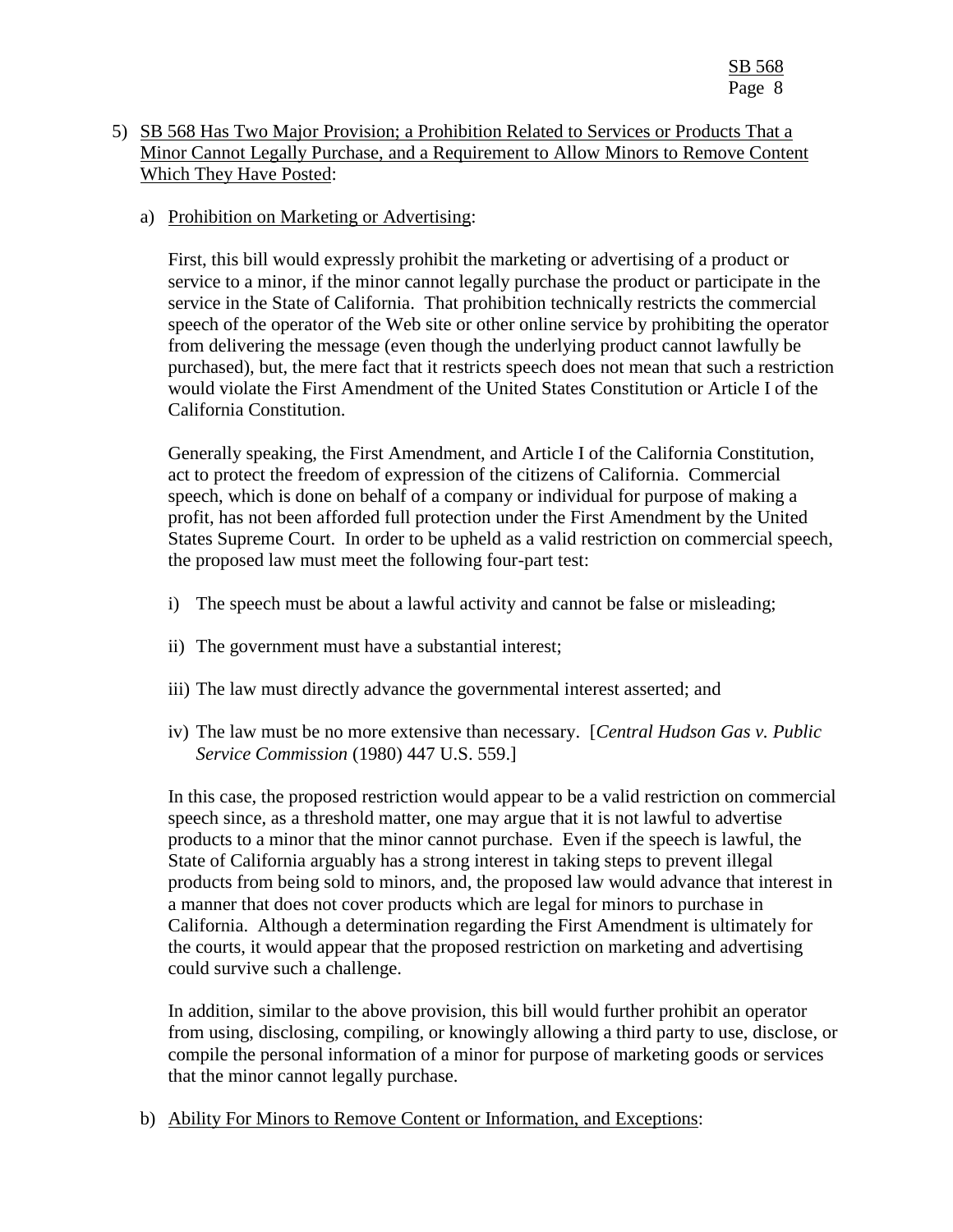5) SB 568 Has Two Major Provision; a Prohibition Related to Services or Products That a Minor Cannot Legally Purchase, and a Requirement to Allow Minors to Remove Content Which They Have Posted:

a) Prohibition on Marketing or Advertising:

First, this bill would expressly prohibit the marketing or advertising of a product or service to a minor, if the minor cannot legally purchase the product or participate in the service in the State of California. That prohibition technically restricts the commercial speech of the operator of the Web site or other online service by prohibiting the operator from delivering the message (even though the underlying product cannot lawfully be purchased), but, the mere fact that it restricts speech does not mean that such a restriction would violate the First Amendment of the United States Constitution or Article I of the California Constitution.

Generally speaking, the First Amendment, and Article I of the California Constitution, act to protect the freedom of expression of the citizens of California. Commercial speech, which is done on behalf of a company or individual for purpose of making a profit, has not been afforded full protection under the First Amendment by the United States Supreme Court. In order to be upheld as a valid restriction on commercial speech, the proposed law must meet the following four-part test:

i) The speech must be about a lawful activity and cannot be false or misleading;

ii) The government must have a substantial interest;

iii) The law must directly advance the governmental interest asserted; and

iv) The law must be no more extensive than necessary. [*Central Hudson Gas v. Public Service Commission* (1980) 447 U.S. 559.]

In this case, the proposed restriction would appear to be a valid restriction on commercial speech since, as a threshold matter, one may argue that it is not lawful to advertise products to a minor that the minor cannot purchase. Even if the speech is lawful, the State of California arguably has a strong interest in taking steps to prevent illegal products from being sold to minors, and, the proposed law would advance that interest in a manner that does not cover products which are legal for minors to purchase in California. Although a determination regarding the First Amendment is ultimately for the courts, it would appear that the proposed restriction on marketing and advertising could survive such a challenge.

In addition, similar to the above provision, this bill would further prohibit an operator from using, disclosing, compiling, or knowingly allowing a third party to use, disclose, or compile the personal information of a minor for purpose of marketing goods or services that the minor cannot legally purchase.

b) Ability For Minors to Remove Content or Information, and Exceptions: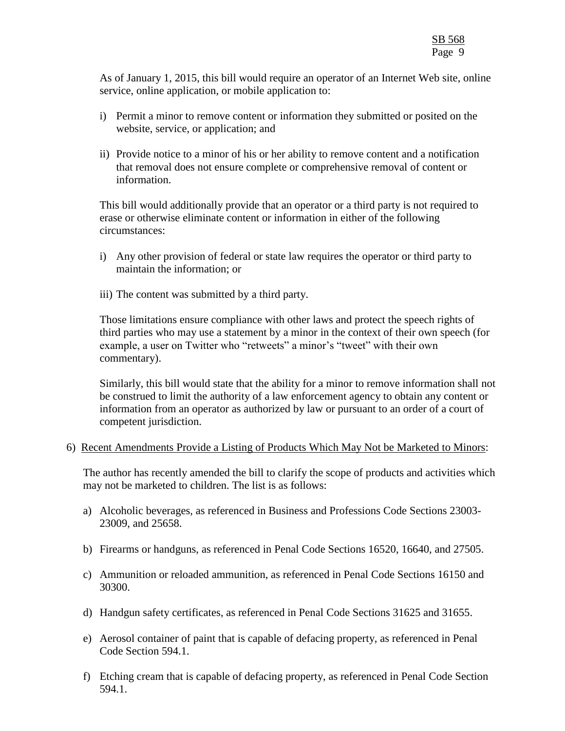As of January 1, 2015, this bill would require an operator of an Internet Web site, online service, online application, or mobile application to:

i) Permit a minor to remove content or information they submitted or posited on the website, service, or application; and

ii) Provide notice to a minor of his or her ability to remove content and a notification that removal does not ensure complete or comprehensive removal of content or information.

This bill would additionally provide that an operator or a third party is not required to erase or otherwise eliminate content or information in either of the following circumstances:

i) Any other provision of federal or state law requires the operator or third party to maintain the information; or

iii) The content was submitted by a third party.

Those limitations ensure compliance with other laws and protect the speech rights of third parties who may use a statement by a minor in the context of their own speech (for example, a user on Twitter who "retweets" a minor's "tweet" with their own commentary).

Similarly, this bill would state that the ability for a minor to remove information shall not be construed to limit the authority of a law enforcement agency to obtain any content or information from an operator as authorized by law or pursuant to an order of a court of competent jurisdiction.

6) Recent Amendments Provide a Listing of Products Which May Not be Marketed to Minors:

The author has recently amended the bill to clarify the scope of products and activities which may not be marketed to children. The list is as follows:

a) Alcoholic beverages, as referenced in Business and Professions Code Sections 23003-23009, and 25658.

b) Firearms or handguns, as referenced in Penal Code Sections 16520, 16640, and 27505.

c) Ammunition or reloaded ammunition, as referenced in Penal Code Sections 16150 and 30300.

d) Handgun safety certificates, as referenced in Penal Code Sections 31625 and 31655.

e) Aerosol container of paint that is capable of defacing property, as referenced in Penal Code Section 594.1.

f) Etching cream that is capable of defacing property, as referenced in Penal Code Section 594.1.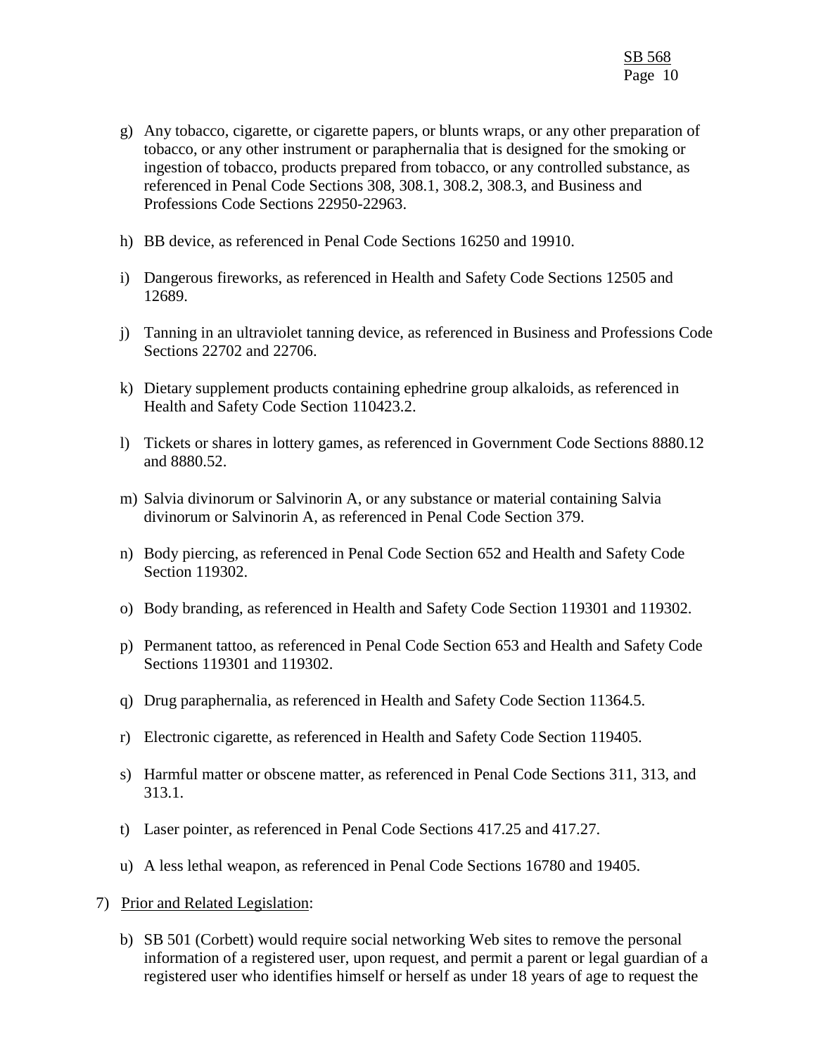g) Any tobacco, cigarette, or cigarette papers, or blunts wraps, or any other preparation of tobacco, or any other instrument or paraphernalia that is designed for the smoking or ingestion of tobacco, products prepared from tobacco, or any controlled substance, as referenced in Penal Code Sections 308, 308.1, 308.2, 308.3, and Business and Professions Code Sections 22950-22963.

h) BB device, as referenced in Penal Code Sections 16250 and 19910.

i) Dangerous fireworks, as referenced in Health and Safety Code Sections 12505 and 12689.

j) Tanning in an ultraviolet tanning device, as referenced in Business and Professions Code Sections 22702 and 22706.

k) Dietary supplement products containing ephedrine group alkaloids, as referenced in Health and Safety Code Section 110423.2.

l) Tickets or shares in lottery games, as referenced in Government Code Sections 8880.12 and 8880.52.

m) Salvia divinorum or Salvinorin A, or any substance or material containing Salvia divinorum or Salvinorin A, as referenced in Penal Code Section 379.

n) Body piercing, as referenced in Penal Code Section 652 and Health and Safety Code Section 119302.

o) Body branding, as referenced in Health and Safety Code Section 119301 and 119302.

p) Permanent tattoo, as referenced in Penal Code Section 653 and Health and Safety Code Sections 119301 and 119302.

q) Drug paraphernalia, as referenced in Health and Safety Code Section 11364.5.

r) Electronic cigarette, as referenced in Health and Safety Code Section 119405.

s) Harmful matter or obscene matter, as referenced in Penal Code Sections 311, 313, and 313.1.

t) Laser pointer, as referenced in Penal Code Sections 417.25 and 417.27.

u) A less lethal weapon, as referenced in Penal Code Sections 16780 and 19405.

7) Prior and Related Legislation:

b) SB 501 (Corbett) would require social networking Web sites to remove the personal information of a registered user, upon request, and permit a parent or legal guardian of a registered user who identifies himself or herself as under 18 years of age to request the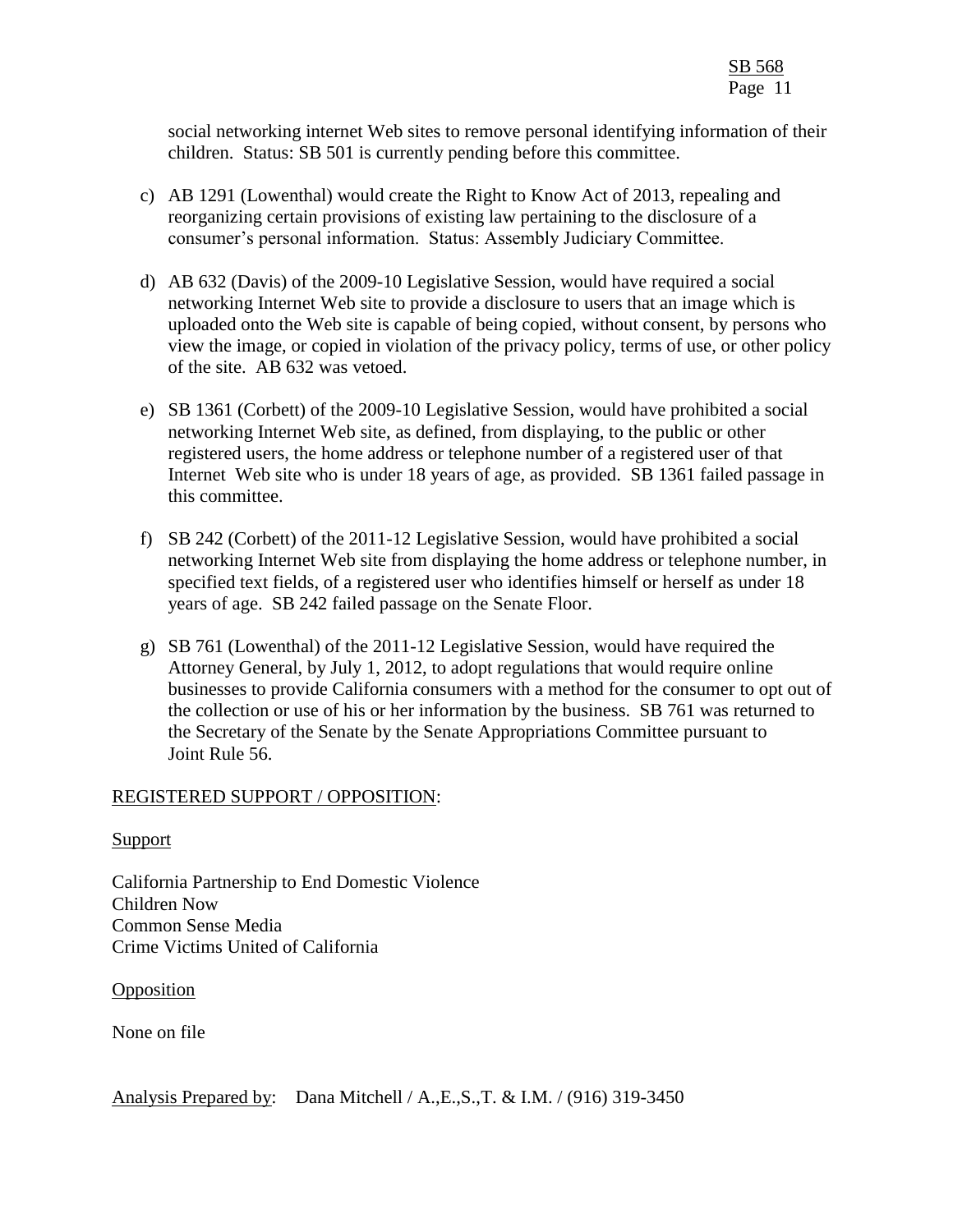social networking internet Web sites to remove personal identifying information of their children. Status: SB 501 is currently pending before this committee.

c) AB 1291 (Lowenthal) would create the Right to Know Act of 2013, repealing and reorganizing certain provisions of existing law pertaining to the disclosure of a consumer's personal information. Status: Assembly Judiciary Committee.

d) AB 632 (Davis) of the 2009-10 Legislative Session, would have required a social networking Internet Web site to provide a disclosure to users that an image which is uploaded onto the Web site is capable of being copied, without consent, by persons who view the image, or copied in violation of the privacy policy, terms of use, or other policy of the site. AB 632 was vetoed.

e) SB 1361 (Corbett) of the 2009-10 Legislative Session, would have prohibited a social networking Internet Web site, as defined, from displaying, to the public or other registered users, the home address or telephone number of a registered user of that Internet Web site who is under 18 years of age, as provided. SB 1361 failed passage in this committee.

f) SB 242 (Corbett) of the 2011-12 Legislative Session, would have prohibited a social networking Internet Web site from displaying the home address or telephone number, in specified text fields, of a registered user who identifies himself or herself as under 18 years of age. SB 242 failed passage on the Senate Floor.

g) SB 761 (Lowenthal) of the 2011-12 Legislative Session, would have required the Attorney General, by July 1, 2012, to adopt regulations that would require online businesses to provide California consumers with a method for the consumer to opt out of the collection or use of his or her information by the business. SB 761 was returned to the Secretary of the Senate by the Senate Appropriations Committee pursuant to Joint Rule 56.

## REGISTERED SUPPORT / OPPOSITION:

### Support

California Partnership to End Domestic Violence
Children Now
Common Sense Media
Crime Victims United of California

### Opposition

None on file

Analysis Prepared by: Dana Mitchell / A.,E.,S.,T. & I.M. / (916) 319-3450